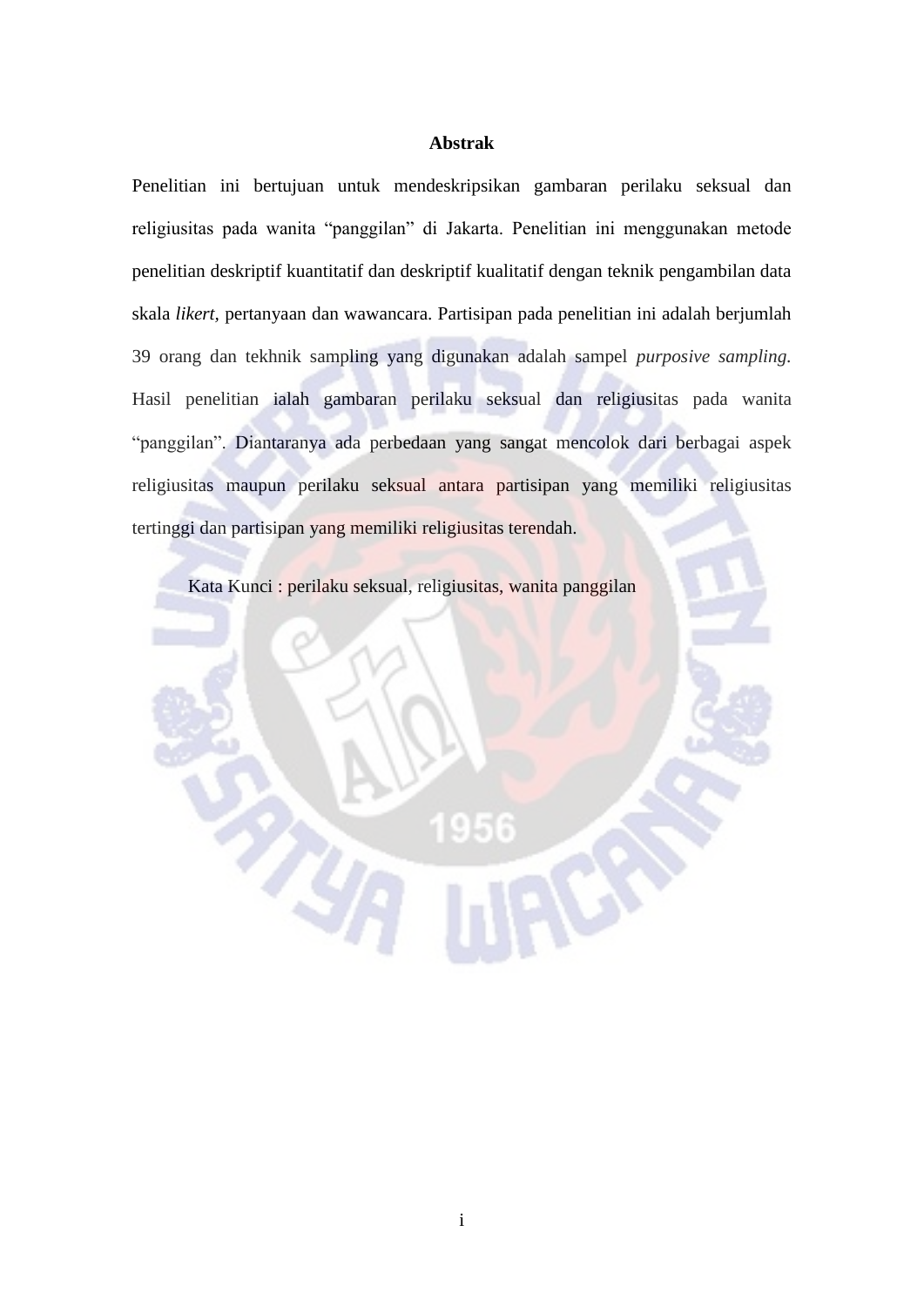# Abstrak

Penelitian ini bertujuan untuk mendeskripsikan gambaran perilaku seksual dan religiusitas pada wanita "panggilan" di Jakarta. Penelitian ini menggunakan metode penelitian deskriptif kuantitatif dan deskriptif kualitatif dengan teknik pengambilan data skala *likert*, pertanyaan dan wawancara. Partisipan pada penelitian ini adalah berjumlah 39 orang dan tekhnik sampling yang digunakan adalah sampel *purposive sampling.* Hasil penelitian ialah gambaran perilaku seksual dan religiusitas pada wanita "panggilan". Diantaranya ada perbedaan yang sangat mencolok dari berbagai aspek religiusitas maupun perilaku seksual antara partisipan yang memiliki religiusitas tertinggi dan partisipan yang memiliki religiusitas terendah.

Kata Kunci : perilaku seksual, religiusitas, wanita panggilan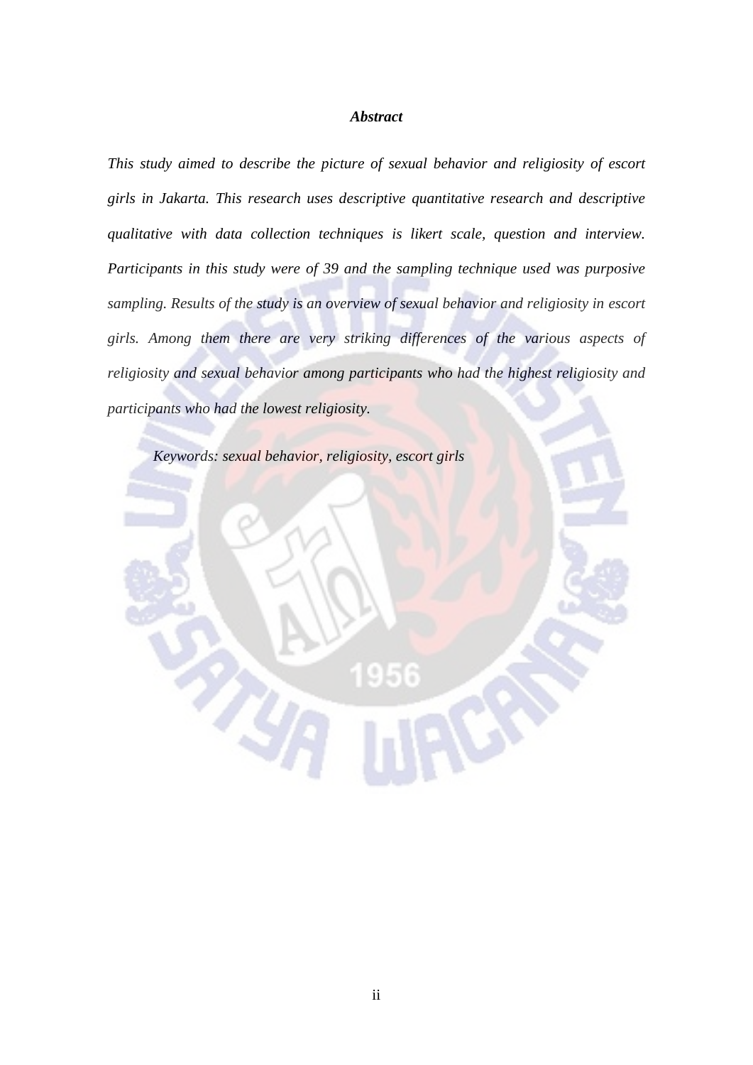***Abstract***

*This study aimed to describe the picture of sexual behavior and religiosity of escort girls in Jakarta. This research uses descriptive quantitative research and descriptive qualitative with data collection techniques is likert scale, question and interview. Participants in this study were of 39 and the sampling technique used was purposive sampling. Results of the study is an overview of sexual behavior and religiosity in escort girls. Among them there are very striking differences of the various aspects of religiosity and sexual behavior among participants who had the highest religiosity and participants who had the lowest religiosity.*

*Keywords: sexual behavior, religiosity, escort girls*